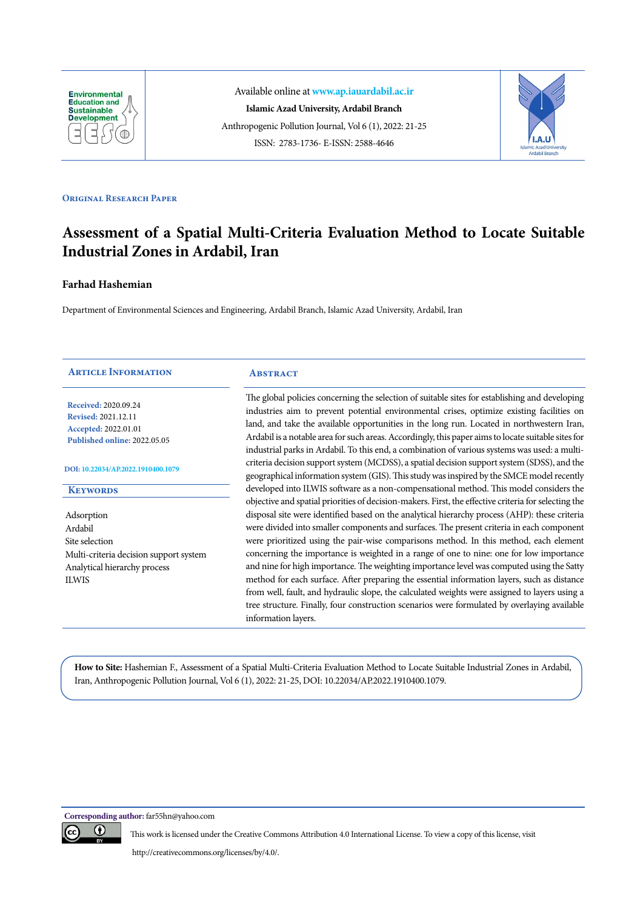Available online at www.ap.iauardabil.ac.ir

**Islamic Azad University, Ardabil Branch**

Anthropogenic Pollution Journal, Vol 6 (1), 2022: 21-25

ISSN: 2783-1736- E-ISSN: 2588-4646

**Original Research Paper**

# Assessment of a Spatial Multi-Criteria Evaluation Method to Locate Suitable Industrial Zones in Ardabil, Iran

**Farhad Hashemian**

Department of Environmental Sciences and Engineering, Ardabil Branch, Islamic Azad University, Ardabil, Iran

## Article Information

**Received:** 2020.09.24
**Revised:** 2021.12.11
**Accepted:** 2022.01.01
**Published online:** 2022.05.05

**DOI:** 10.22034/AP.2022.1910400.1079

## Keywords

Adsorption
Ardabil
Site selection
Multi-criteria decision support system
Analytical hierarchy process
ILWIS

## Abstract

The global policies concerning the selection of suitable sites for establishing and developing industries aim to prevent potential environmental crises, optimize existing facilities on land, and take the available opportunities in the long run. Located in northwestern Iran, Ardabil is a notable area for such areas. Accordingly, this paper aims to locate suitable sites for industrial parks in Ardabil. To this end, a combination of various systems was used: a multi-criteria decision support system (MCDSS), a spatial decision support system (SDSS), and the geographical information system (GIS). This study was inspired by the SMCE model recently developed into ILWIS software as a non-compensational method. This model considers the objective and spatial priorities of decision-makers. First, the effective criteria for selecting the disposal site were identified based on the analytical hierarchy process (AHP): these criteria were divided into smaller components and surfaces. The present criteria in each component were prioritized using the pair-wise comparisons method. In this method, each element concerning the importance is weighted in a range of one to nine: one for low importance and nine for high importance. The weighting importance level was computed using the Satty method for each surface. After preparing the essential information layers, such as distance from well, fault, and hydraulic slope, the calculated weights were assigned to layers using a tree structure. Finally, four construction scenarios were formulated by overlaying available information layers.

**How to Site:** Hashemian F., Assessment of a Spatial Multi-Criteria Evaluation Method to Locate Suitable Industrial Zones in Ardabil, Iran, Anthropogenic Pollution Journal, Vol 6 (1), 2022: 21-25, DOI: 10.22034/AP.2022.1910400.1079.

**Corresponding author:** far55hn@yahoo.com

This work is licensed under the Creative Commons Attribution 4.0 International License. To view a copy of this license, visit http://creativecommons.org/licenses/by/4.0/.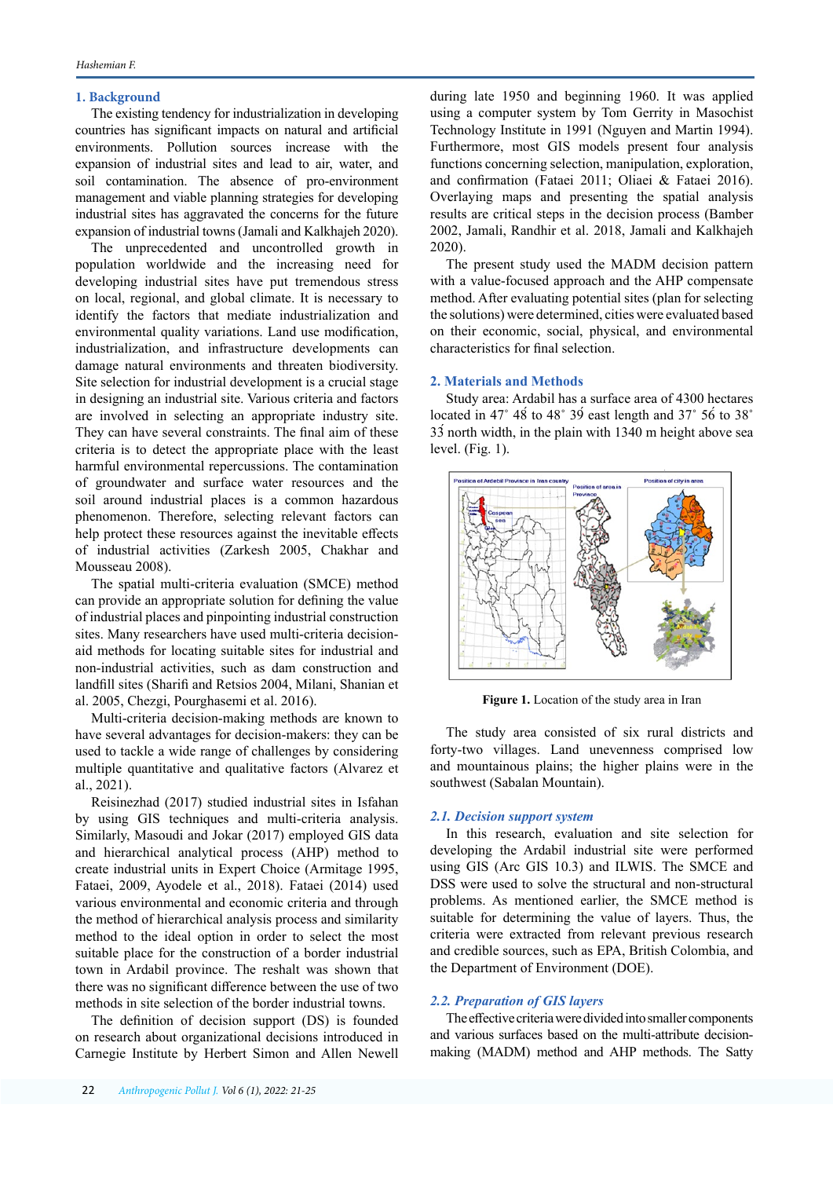## 1. Background

The existing tendency for industrialization in developing countries has significant impacts on natural and artificial environments. Pollution sources increase with the expansion of industrial sites and lead to air, water, and soil contamination. The absence of pro-environment management and viable planning strategies for developing industrial sites has aggravated the concerns for the future expansion of industrial towns (Jamali and Kalkhajeh 2020).

The unprecedented and uncontrolled growth in population worldwide and the increasing need for developing industrial sites have put tremendous stress on local, regional, and global climate. It is necessary to identify the factors that mediate industrialization and environmental quality variations. Land use modification, industrialization, and infrastructure developments can damage natural environments and threaten biodiversity. Site selection for industrial development is a crucial stage in designing an industrial site. Various criteria and factors are involved in selecting an appropriate industry site. They can have several constraints. The final aim of these criteria is to detect the appropriate place with the least harmful environmental repercussions. The contamination of groundwater and surface water resources and the soil around industrial places is a common hazardous phenomenon. Therefore, selecting relevant factors can help protect these resources against the inevitable effects of industrial activities (Zarkesh 2005, Chakhar and Mousseau 2008).

The spatial multi-criteria evaluation (SMCE) method can provide an appropriate solution for defining the value of industrial places and pinpointing industrial construction sites. Many researchers have used multi-criteria decision-aid methods for locating suitable sites for industrial and non-industrial activities, such as dam construction and landfill sites (Sharifi and Retsios 2004, Milani, Shanian et al. 2005, Chezgi, Pourghasemi et al. 2016).

Multi-criteria decision-making methods are known to have several advantages for decision-makers: they can be used to tackle a wide range of challenges by considering multiple quantitative and qualitative factors (Alvarez et al., 2021).

Reisinezhad (2017) studied industrial sites in Isfahan by using GIS techniques and multi-criteria analysis. Similarly, Masoudi and Jokar (2017) employed GIS data and hierarchical analytical process (AHP) method to create industrial units in Expert Choice (Armitage 1995, Fataei, 2009, Ayodele et al., 2018). Fataei (2014) used various environmental and economic criteria and through the method of hierarchical analysis process and similarity method to the ideal option in order to select the most suitable place for the construction of a border industrial town in Ardabil province. The reshalt was shown that there was no significant difference between the use of two methods in site selection of the border industrial towns.

The definition of decision support (DS) is founded on research about organizational decisions introduced in Carnegie Institute by Herbert Simon and Allen Newell during late 1950 and beginning 1960. It was applied using a computer system by Tom Gerrity in Masochist Technology Institute in 1991 (Nguyen and Martin 1994). Furthermore, most GIS models present four analysis functions concerning selection, manipulation, exploration, and confirmation (Fataei 2011; Oliaei & Fataei 2016). Overlaying maps and presenting the spatial analysis results are critical steps in the decision process (Bamber 2002, Jamali, Randhir et al. 2018, Jamali and Kalkhajeh 2020).

The present study used the MADM decision pattern with a value-focused approach and the AHP compensate method. After evaluating potential sites (plan for selecting the solutions) were determined, cities were evaluated based on their economic, social, physical, and environmental characteristics for final selection.

## 2. Materials and Methods

Study area: Ardabil has a surface area of 4300 hectares located in 47° 48′ to 48° 39′ east length and 37° 56′ to 38° 33′ north width, in the plain with 1340 m height above sea level. (Fig. 1).

**Figure 1.** Location of the study area in Iran

The study area consisted of six rural districts and forty-two villages. Land unevenness comprised low and mountainous plains; the higher plains were in the southwest (Sabalan Mountain).

### *2.1. Decision support system*

In this research, evaluation and site selection for developing the Ardabil industrial site were performed using GIS (Arc GIS 10.3) and ILWIS. The SMCE and DSS were used to solve the structural and non-structural problems. As mentioned earlier, the SMCE method is suitable for determining the value of layers. Thus, the criteria were extracted from relevant previous research and credible sources, such as EPA, British Colombia, and the Department of Environment (DOE).

### *2.2. Preparation of GIS layers*

The effective criteria were divided into smaller components and various surfaces based on the multi-attribute decision-making (MADM) method and AHP methods. The Satty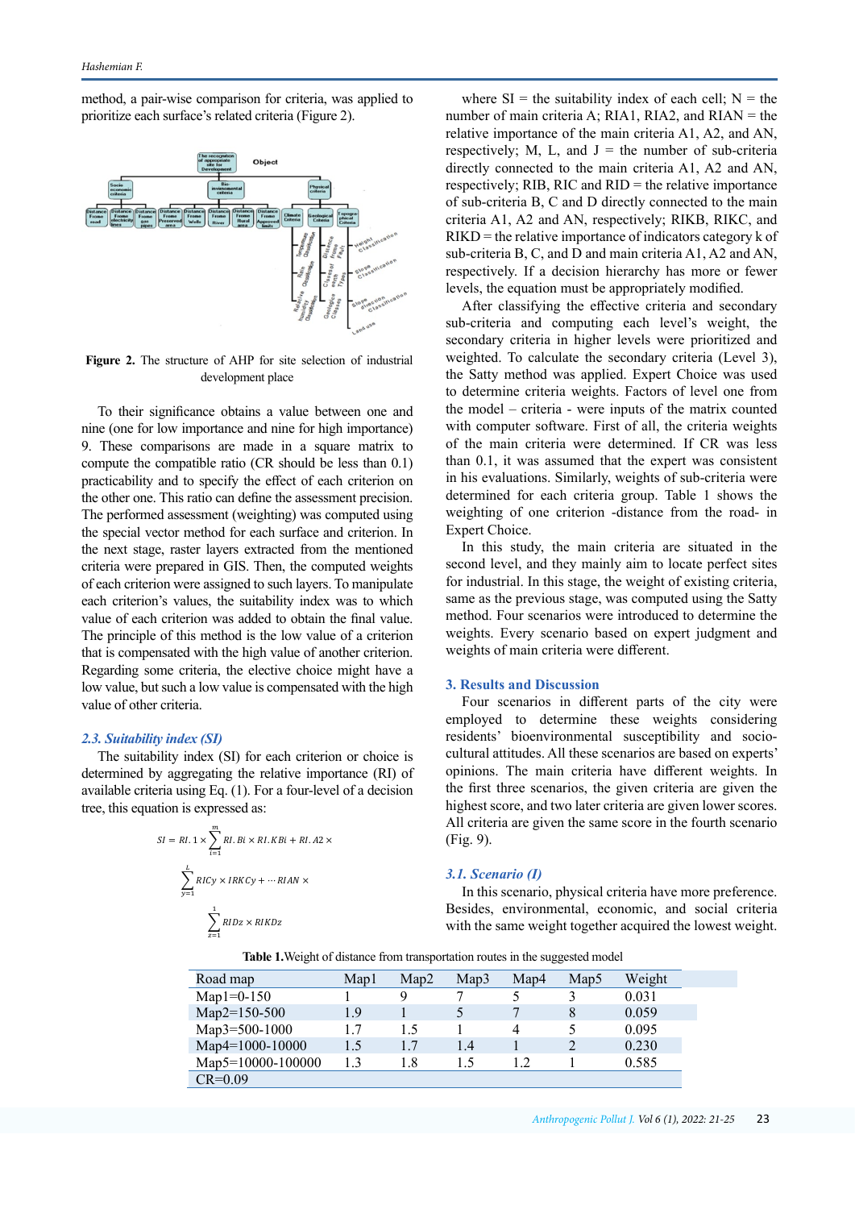method, a pair-wise comparison for criteria, was applied to prioritize each surface's related criteria (Figure 2).

**Figure 2.** The structure of AHP for site selection of industrial development place

To their significance obtains a value between one and nine (one for low importance and nine for high importance) 9. These comparisons are made in a square matrix to compute the compatible ratio (CR should be less than 0.1) practicability and to specify the effect of each criterion on the other one. This ratio can define the assessment precision. The performed assessment (weighting) was computed using the special vector method for each surface and criterion. In the next stage, raster layers extracted from the mentioned criteria were prepared in GIS. Then, the computed weights of each criterion were assigned to such layers. To manipulate each criterion's values, the suitability index was to which value of each criterion was added to obtain the final value. The principle of this method is the low value of a criterion that is compensated with the high value of another criterion. Regarding some criteria, the elective choice might have a low value, but such a low value is compensated with the high value of other criteria.

### *2.3. Suitability index (SI)*

The suitability index (SI) for each criterion or choice is determined by aggregating the relative importance (RI) of available criteria using Eq. (1). For a four-level of a decision tree, this equation is expressed as:

$$SI = RI.1 \times \sum_{i=1}^{m} RI.Bi \times RI.KBi + RI.A2 \times \sum_{y=1}^{L} RICy \times IRKCy + \cdots RIAN \times \sum_{z=1}^{1} RIDz \times RIKDz$$

where SI = the suitability index of each cell; N = the number of main criteria A; RIA1, RIA2, and RIAN = the relative importance of the main criteria A1, A2, and AN, respectively; M, L, and J = the number of sub-criteria directly connected to the main criteria A1, A2 and AN, respectively; RIB, RIC and RID = the relative importance of sub-criteria B, C and D directly connected to the main criteria A1, A2 and AN, respectively; RIKB, RIKC, and RIKD = the relative importance of indicators category k of sub-criteria B, C, and D and main criteria A1, A2 and AN, respectively. If a decision hierarchy has more or fewer levels, the equation must be appropriately modified.

After classifying the effective criteria and secondary sub-criteria and computing each level's weight, the secondary criteria in higher levels were prioritized and weighted. To calculate the secondary criteria (Level 3), the Satty method was applied. Expert Choice was used to determine criteria weights. Factors of level one from the model – criteria - were inputs of the matrix counted with computer software. First of all, the criteria weights of the main criteria were determined. If CR was less than 0.1, it was assumed that the expert was consistent in his evaluations. Similarly, weights of sub-criteria were determined for each criteria group. Table 1 shows the weighting of one criterion -distance from the road- in Expert Choice.

In this study, the main criteria are situated in the second level, and they mainly aim to locate perfect sites for industrial. In this stage, the weight of existing criteria, same as the previous stage, was computed using the Satty method. Four scenarios were introduced to determine the weights. Every scenario based on expert judgment and weights of main criteria were different.

## 3. Results and Discussion

Four scenarios in different parts of the city were employed to determine these weights considering residents' bioenvironmental susceptibility and socio-cultural attitudes. All these scenarios are based on experts' opinions. The main criteria have different weights. In the first three scenarios, the given criteria are given the highest score, and two later criteria are given lower scores. All criteria are given the same score in the fourth scenario (Fig. 9).

### *3.1. Scenario (I)*

In this scenario, physical criteria have more preference. Besides, environmental, economic, and social criteria with the same weight together acquired the lowest weight.

**Table 1.** Weight of distance from transportation routes in the suggested model

| Road map | Map1 | Map2 | Map3 | Map4 | Map5 | Weight |
|---|---|---|---|---|---|---|
| Map1=0-150 | 1 | 9 | 7 | 5 | 3 | 0.031 |
| Map2=150-500 | 1.9 | 1 | 5 | 7 | 8 | 0.059 |
| Map3=500-1000 | 1.7 | 1.5 | 1 | 4 | 5 | 0.095 |
| Map4=1000-10000 | 1.5 | 1.7 | 1.4 | 1 | 2 | 0.230 |
| Map5=10000-100000 | 1.3 | 1.8 | 1.5 | 1.2 | 1 | 0.585 |
| CR=0.09 | | | | | | |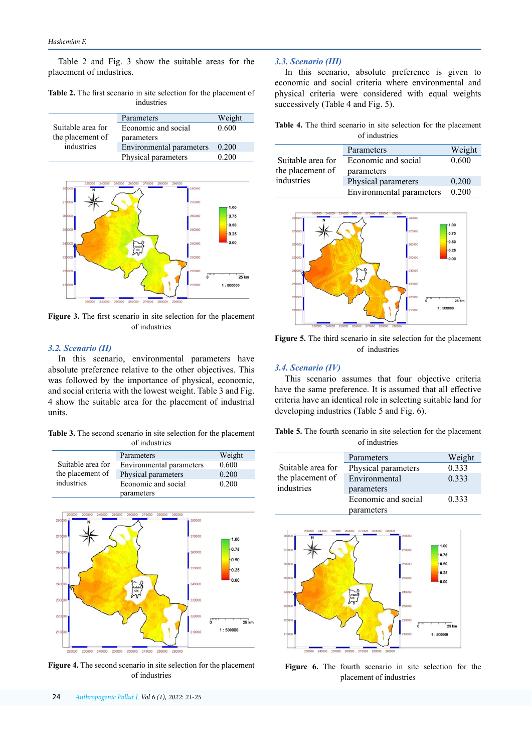Table 2 and Fig. 3 show the suitable areas for the placement of industries.

**Table 2.** The first scenario in site selection for the placement of industries

| | Parameters | Weight |
|---|---|---|
| Suitable area for the placement of industries | Economic and social parameters | 0.600 |
| | Environmental parameters | 0.200 |
| | Physical parameters | 0.200 |

**Figure 3.** The first scenario in site selection for the placement of industries

### *3.2. Scenario (II)*

In this scenario, environmental parameters have absolute preference relative to the other objectives. This was followed by the importance of physical, economic, and social criteria with the lowest weight. Table 3 and Fig. 4 show the suitable area for the placement of industrial units.

**Table 3.** The second scenario in site selection for the placement of industries

| | Parameters | Weight |
|---|---|---|
| Suitable area for the placement of industries | Environmental parameters | 0.600 |
| | Physical parameters | 0.200 |
| | Economic and social parameters | 0.200 |

**Figure 4.** The second scenario in site selection for the placement of industries

### *3.3. Scenario (III)*

In this scenario, absolute preference is given to economic and social criteria where environmental and physical criteria were considered with equal weights successively (Table 4 and Fig. 5).

**Table 4.** The third scenario in site selection for the placement of industries

| | Parameters | Weight |
|---|---|---|
| Suitable area for the placement of industries | Economic and social parameters | 0.600 |
| | Physical parameters | 0.200 |
| | Environmental parameters | 0.200 |

**Figure 5.** The third scenario in site selection for the placement of industries

### *3.4. Scenario (IV)*

This scenario assumes that four objective criteria have the same preference. It is assumed that all effective criteria have an identical role in selecting suitable land for developing industries (Table 5 and Fig. 6).

**Table 5.** The fourth scenario in site selection for the placement of industries

| | Parameters | Weight |
|---|---|---|
| Suitable area for the placement of industries | Physical parameters | 0.333 |
| | Environmental parameters | 0.333 |
| | Economic and social parameters | 0.333 |

**Figure 6.** The fourth scenario in site selection for the placement of industries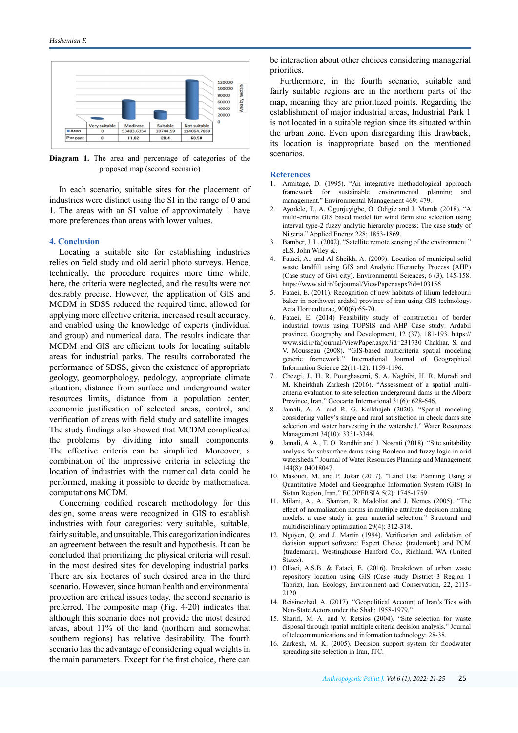120000
100000
80000
60000
40000
20000
0

Area by hectare

Very suitable
Modirate
Suitable
Not suitable

Area 0 53483.6354 20744.59 114064.7869

Percent 0 11.02 28.4 60.58

**Diagram 1.** The area and percentage of categories of the proposed map (second scenario)

In each scenario, suitable sites for the placement of industries were distinct using the SI in the range of 0 and 1. The areas with an SI value of approximately 1 have more preferences than areas with lower values.

## 4. Conclusion

Locating a suitable site for establishing industries relies on field study and old aerial photo surveys. Hence, technically, the procedure requires more time while, here, the criteria were neglected, and the results were not desirably precise. However, the application of GIS and MCDM in SDSS reduced the required time, allowed for applying more effective criteria, increased result accuracy, and enabled using the knowledge of experts (individual and group) and numerical data. The results indicate that MCDM and GIS are efficient tools for locating suitable areas for industrial parks. The results corroborated the performance of SDSS, given the existence of appropriate geology, geomorphology, pedology, appropriate climate situation, distance from surface and underground water resources limits, distance from a population center, economic justification of selected areas, control, and verification of areas with field study and satellite images. The study findings also showed that MCDM complicated the problems by dividing into small components. The effective criteria can be simplified. Moreover, a combination of the impressive criteria in selecting the location of industries with the numerical data could be performed, making it possible to decide by mathematical computations MCDM.

Concerning codified research methodology for this design, some areas were recognized in GIS to establish industries with four categories: very suitable, suitable, fairly suitable, and unsuitable. This categorization indicates an agreement between the result and hypothesis. It can be concluded that prioritizing the physical criteria will result in the most desired sites for developing industrial parks. There are six hectares of such desired area in the third scenario. However, since human health and environmental protection are critical issues today, the second scenario is preferred. The composite map (Fig. 4-20) indicates that although this scenario does not provide the most desired areas, about 11% of the land (northern and somewhat southern regions) has relative desirability. The fourth scenario has the advantage of considering equal weights in the main parameters. Except for the first choice, there can be interaction about other choices considering managerial priorities.

Furthermore, in the fourth scenario, suitable and fairly suitable regions are in the northern parts of the map, meaning they are prioritized points. Regarding the establishment of major industrial areas, Industrial Park 1 is not located in a suitable region since its situated within the urban zone. Even upon disregarding this drawback, its location is inappropriate based on the mentioned scenarios.

## References

1. Armitage, D. (1995). "An integrative methodological approach framework for sustainable environmental planning and management." Environmental Management 469: 479.
2. Ayodele, T., A. Ogunjuyigbe, O. Odigie and J. Munda (2018). "A multi-criteria GIS based model for wind farm site selection using interval type-2 fuzzy analytic hierarchy process: The case study of Nigeria." Applied Energy 228: 1853-1869.
3. Bamber, J. L. (2002). "Satellite remote sensing of the environment." eLS. John Wiley &.
4. Fataei, A., and Al Sheikh, A. (2009). Location of municipal solid waste landfill using GIS and Analytic Hierarchy Process (AHP) (Case study of Givi city). Environmental Sciences, 6 (3), 145-158. https://www.sid.ir/fa/journal/ViewPaper.aspx?id=103156
5. Fataei, E. (2011). Recognition of new habitats of lilium ledebourii baker in northwest ardabil province of iran using GIS technology. Acta Horticulturae, 900(6):65-70.
6. Fataei, E. (2014) Feasibility study of construction of border industrial towns using TOPSIS and AHP Case study: Ardabil province. Geography and Development, 12 (37), 181-193. https://www.sid.ir/fa/journal/ViewPaper.aspx?id=231730 Chakhar, S. and V. Mousseau (2008). "GIS-based multicriteria spatial modeling generic framework." International Journal of Geographical Information Science 22(11-12): 1159-1196.
7. Chezgi, J., H. R. Pourghasemi, S. A. Naghibi, H. R. Moradi and M. Kheirkhah Zarkesh (2016). "Assessment of a spatial multi-criteria evaluation to site selection underground dams in the Alborz Province, Iran." Geocarto International 31(6): 628-646.
8. Jamali, A. A. and R. G. Kalkhajeh (2020). "Spatial modeling considering valley's shape and rural satisfaction in check dams site selection and water harvesting in the watershed." Water Resources Management 34(10): 3331-3344.
9. Jamali, A. A., T. O. Randhir and J. Nosrati (2018). "Site suitability analysis for subsurface dams using Boolean and fuzzy logic in arid watersheds." Journal of Water Resources Planning and Management 144(8): 04018047.
10. Masoudi, M. and P. Jokar (2017). "Land Use Planning Using a Quantitative Model and Geographic Information System (GIS) In Sistan Region, Iran." ECOPERSIA 5(2): 1745-1759.
11. Milani, A., A. Shanian, R. Madoliat and J. Nemes (2005). "The effect of normalization norms in multiple attribute decision making models: a case study in gear material selection." Structural and multidisciplinary optimization 29(4): 312-318.
12. Nguyen, Q. and J. Martin (1994). Verification and validation of decision support software: Expert Choice {trademark} and PCM {trademark}, Westinghouse Hanford Co., Richland, WA (United States).
13. Oliaei, A.S.B. & Fataei, E. (2016). Breakdown of urban waste repository location using GIS (Case study District 3 Region 1 Tabriz), Iran. Ecology, Environment and Conservation, 22, 2115-2120.
14. Reisinezhad, A. (2017). "Geopolitical Account of Iran's Ties with Non-State Actors under the Shah: 1958-1979."
15. Sharifi, M. A. and V. Retsios (2004). "Site selection for waste disposal through spatial multiple criteria decision analysis." Journal of telecommunications and information technology: 28-38.
16. Zarkesh, M. K. (2005). Decision support system for floodwater spreading site selection in Iran, ITC.